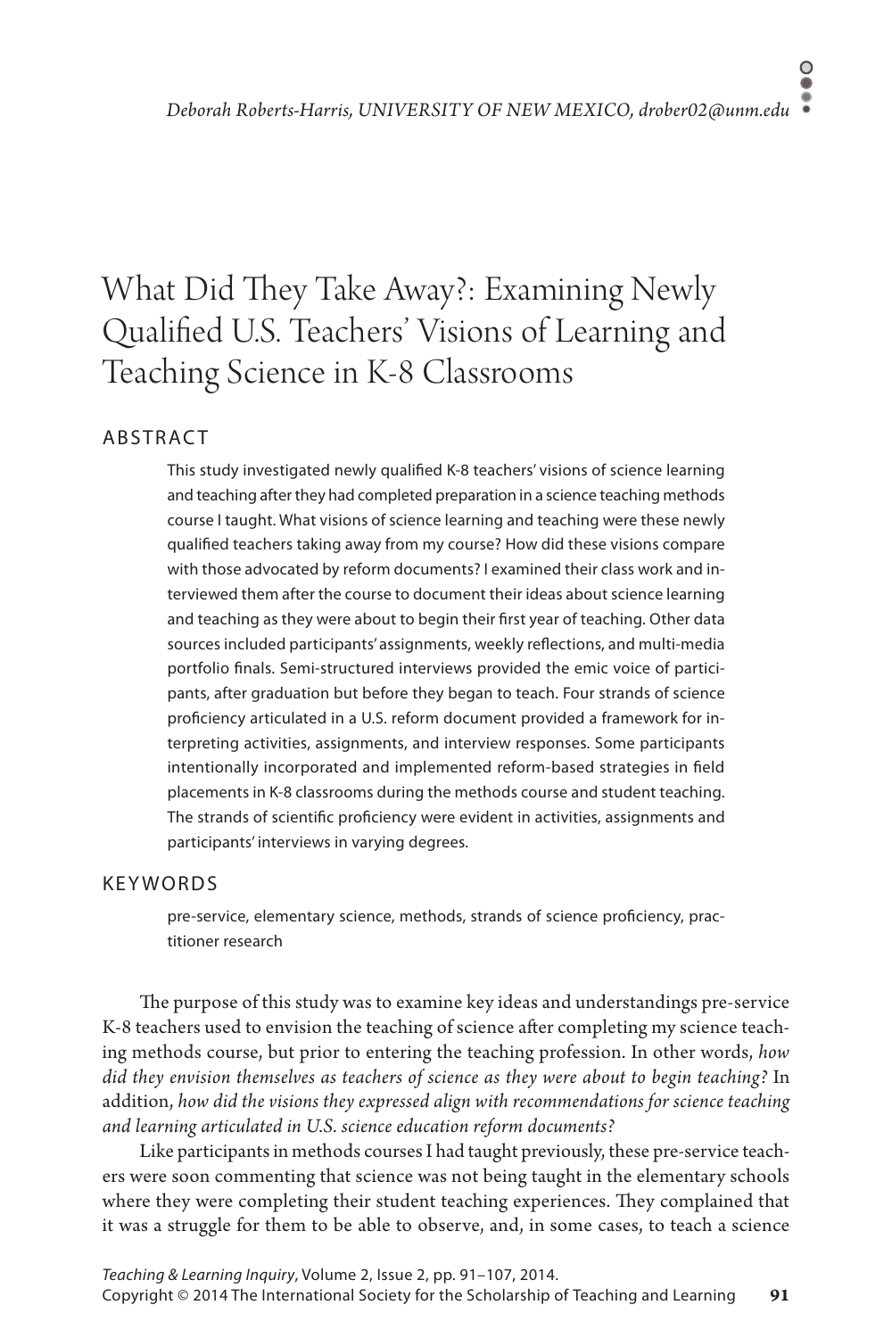*Deborah Roberts-Harris, UNIVERSITY OF NEW MEXICO, drober02@unm.edu*

# What Did They Take Away?: Examining Newly Qualified U.S. Teachers' Visions of Learning and Teaching Science in K-8 Classrooms

## ABSTRACT

This study investigated newly qualified K-8 teachers' visions of science learning and teaching after they had completed preparation in a science teaching methods course I taught. What visions of science learning and teaching were these newly qualified teachers taking away from my course? How did these visions compare with those advocated by reform documents? I examined their class work and interviewed them after the course to document their ideas about science learning and teaching as they were about to begin their first year of teaching. Other data sources included participants' assignments, weekly reflections, and multi-media portfolio finals. Semi-structured interviews provided the emic voice of participants, after graduation but before they began to teach. Four strands of science proficiency articulated in a U.S. reform document provided a framework for interpreting activities, assignments, and interview responses. Some participants intentionally incorporated and implemented reform-based strategies in field placements in K-8 classrooms during the methods course and student teaching. The strands of scientific proficiency were evident in activities, assignments and participants' interviews in varying degrees.

## KEYWORDS

pre-service, elementary science, methods, strands of science proficiency, practitioner research

The purpose of this study was to examine key ideas and understandings pre-service K-8 teachers used to envision the teaching of science after completing my science teaching methods course, but prior to entering the teaching profession. In other words, *how did they envision themselves as teachers of science as they were about to begin teaching?* In addition, *how did the visions they expressed align with recommendations for science teaching and learning articulated in U.S. science education reform documents?*

Like participants in methods courses I had taught previously, these pre-service teachers were soon commenting that science was not being taught in the elementary schools where they were completing their student teaching experiences. They complained that it was a struggle for them to be able to observe, and, in some cases, to teach a science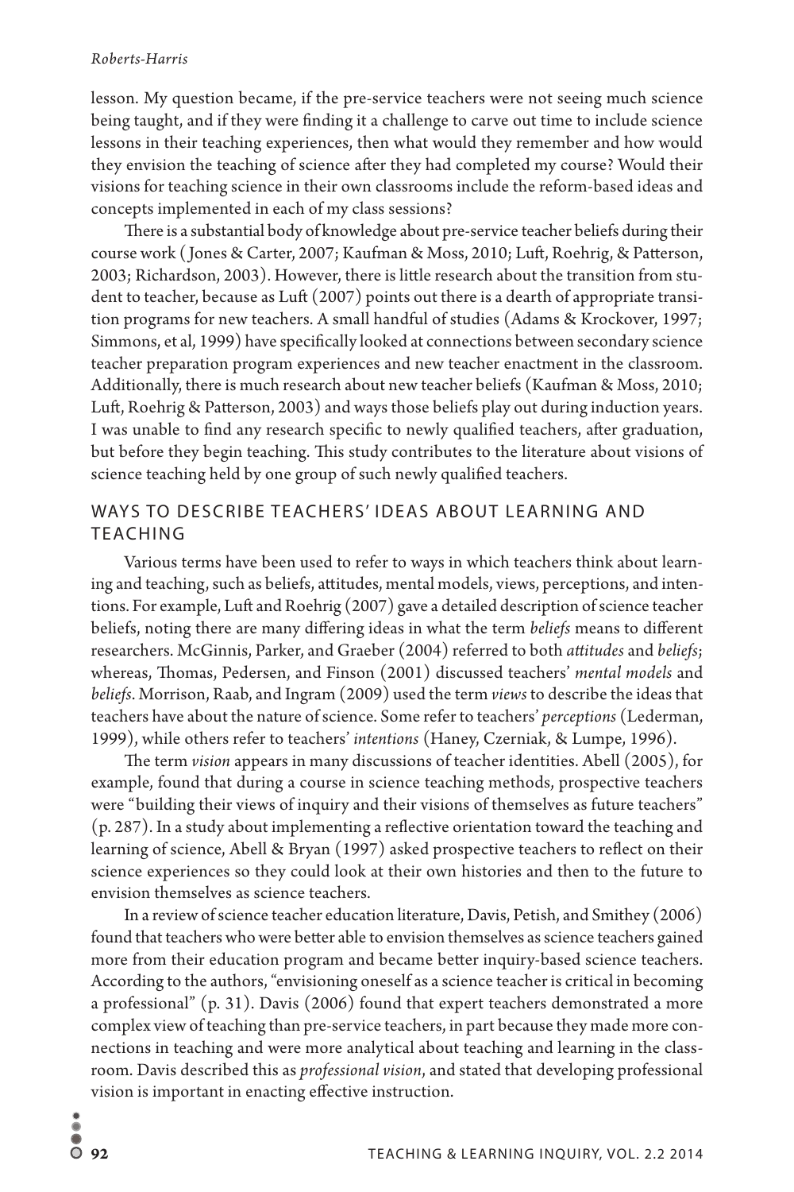lesson. My question became, if the pre-service teachers were not seeing much science being taught, and if they were finding it a challenge to carve out time to include science lessons in their teaching experiences, then what would they remember and how would they envision the teaching of science after they had completed my course? Would their visions for teaching science in their own classrooms include the reform-based ideas and concepts implemented in each of my class sessions?

There is a substantial body of knowledge about pre-service teacher beliefs during their course work (Jones & Carter, 2007; Kaufman & Moss, 2010; Luft, Roehrig, & Patterson, 2003; Richardson, 2003). However, there is little research about the transition from student to teacher, because as Luft (2007) points out there is a dearth of appropriate transition programs for new teachers. A small handful of studies (Adams & Krockover, 1997; Simmons, et al, 1999) have specifically looked at connections between secondary science teacher preparation program experiences and new teacher enactment in the classroom. Additionally, there is much research about new teacher beliefs (Kaufman & Moss, 2010; Luft, Roehrig & Patterson, 2003) and ways those beliefs play out during induction years. I was unable to find any research specific to newly qualified teachers, after graduation, but before they begin teaching. This study contributes to the literature about visions of science teaching held by one group of such newly qualified teachers.

## WAYS TO DESCRIBE TEACHERS' IDEAS ABOUT LEARNING AND TEACHING

Various terms have been used to refer to ways in which teachers think about learning and teaching, such as beliefs, attitudes, mental models, views, perceptions, and intentions. For example, Luft and Roehrig (2007) gave a detailed description of science teacher beliefs, noting there are many differing ideas in what the term *beliefs* means to different researchers. McGinnis, Parker, and Graeber (2004) referred to both *attitudes* and *beliefs*; whereas, Thomas, Pedersen, and Finson (2001) discussed teachers' *mental models* and *beliefs*. Morrison, Raab, and Ingram (2009) used the term *views* to describe the ideas that teachers have about the nature of science. Some refer to teachers' *perceptions* (Lederman, 1999), while others refer to teachers' *intentions* (Haney, Czerniak, & Lumpe, 1996).

The term *vision* appears in many discussions of teacher identities. Abell (2005), for example, found that during a course in science teaching methods, prospective teachers were "building their views of inquiry and their visions of themselves as future teachers" (p. 287). In a study about implementing a reflective orientation toward the teaching and learning of science, Abell & Bryan (1997) asked prospective teachers to reflect on their science experiences so they could look at their own histories and then to the future to envision themselves as science teachers.

In a review of science teacher education literature, Davis, Petish, and Smithey (2006) found that teachers who were better able to envision themselves as science teachers gained more from their education program and became better inquiry-based science teachers. According to the authors, "envisioning oneself as a science teacher is critical in becoming a professional" (p. 31). Davis (2006) found that expert teachers demonstrated a more complex view of teaching than pre-service teachers, in part because they made more connections in teaching and were more analytical about teaching and learning in the classroom. Davis described this as *professional vision*, and stated that developing professional vision is important in enacting effective instruction.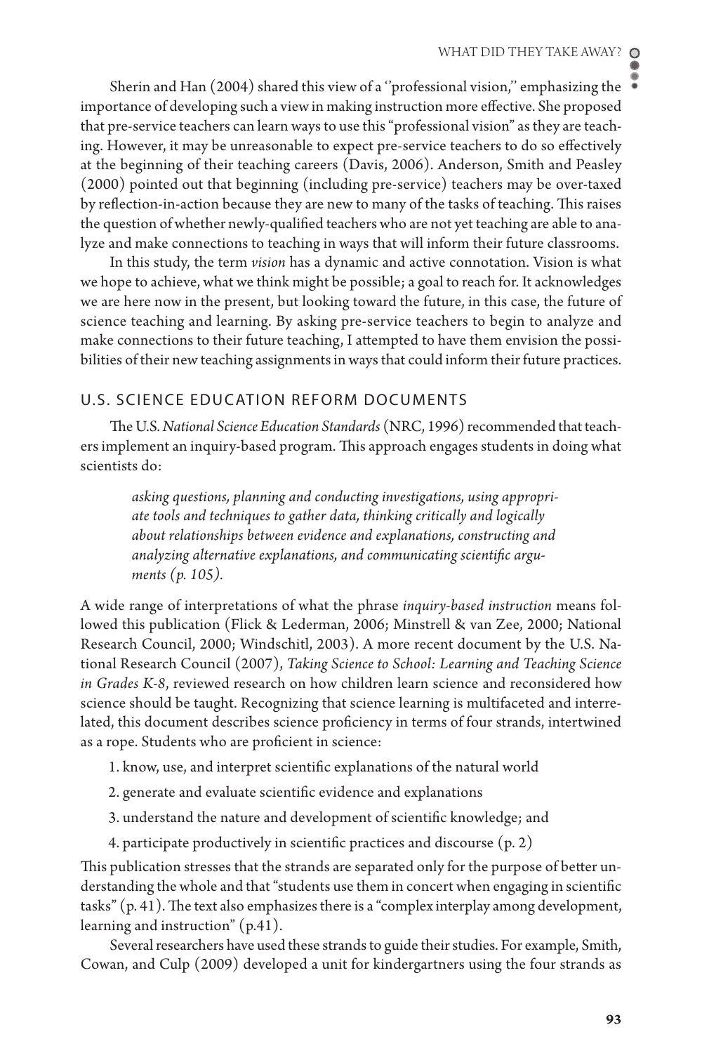Sherin and Han (2004) shared this view of a ''professional vision,'' emphasizing the importance of developing such a view in making instruction more effective. She proposed that pre-service teachers can learn ways to use this "professional vision" as they are teaching. However, it may be unreasonable to expect pre-service teachers to do so effectively at the beginning of their teaching careers (Davis, 2006). Anderson, Smith and Peasley (2000) pointed out that beginning (including pre-service) teachers may be over-taxed by reflection-in-action because they are new to many of the tasks of teaching. This raises the question of whether newly-qualified teachers who are not yet teaching are able to analyze and make connections to teaching in ways that will inform their future classrooms.

In this study, the term *vision* has a dynamic and active connotation. Vision is what we hope to achieve, what we think might be possible; a goal to reach for. It acknowledges we are here now in the present, but looking toward the future, in this case, the future of science teaching and learning. By asking pre-service teachers to begin to analyze and make connections to their future teaching, I attempted to have them envision the possibilities of their new teaching assignments in ways that could inform their future practices.

## U.S. SCIENCE EDUCATION REFORM DOCUMENTS

The U.S. *National Science Education Standards* (NRC, 1996) recommended that teachers implement an inquiry-based program. This approach engages students in doing what scientists do:

> *asking questions, planning and conducting investigations, using appropriate tools and techniques to gather data, thinking critically and logically about relationships between evidence and explanations, constructing and analyzing alternative explanations, and communicating scientific arguments (p. 105).*

A wide range of interpretations of what the phrase *inquiry-based instruction* means followed this publication (Flick & Lederman, 2006; Minstrell & van Zee, 2000; National Research Council, 2000; Windschitl, 2003). A more recent document by the U.S. National Research Council (2007), *Taking Science to School: Learning and Teaching Science in Grades K-8*, reviewed research on how children learn science and reconsidered how science should be taught. Recognizing that science learning is multifaceted and interrelated, this document describes science proficiency in terms of four strands, intertwined as a rope. Students who are proficient in science:

1. know, use, and interpret scientific explanations of the natural world
2. generate and evaluate scientific evidence and explanations
3. understand the nature and development of scientific knowledge; and
4. participate productively in scientific practices and discourse (p. 2)

This publication stresses that the strands are separated only for the purpose of better understanding the whole and that "students use them in concert when engaging in scientific tasks" (p. 41). The text also emphasizes there is a "complex interplay among development, learning and instruction" (p.41).

Several researchers have used these strands to guide their studies. For example, Smith, Cowan, and Culp (2009) developed a unit for kindergartners using the four strands as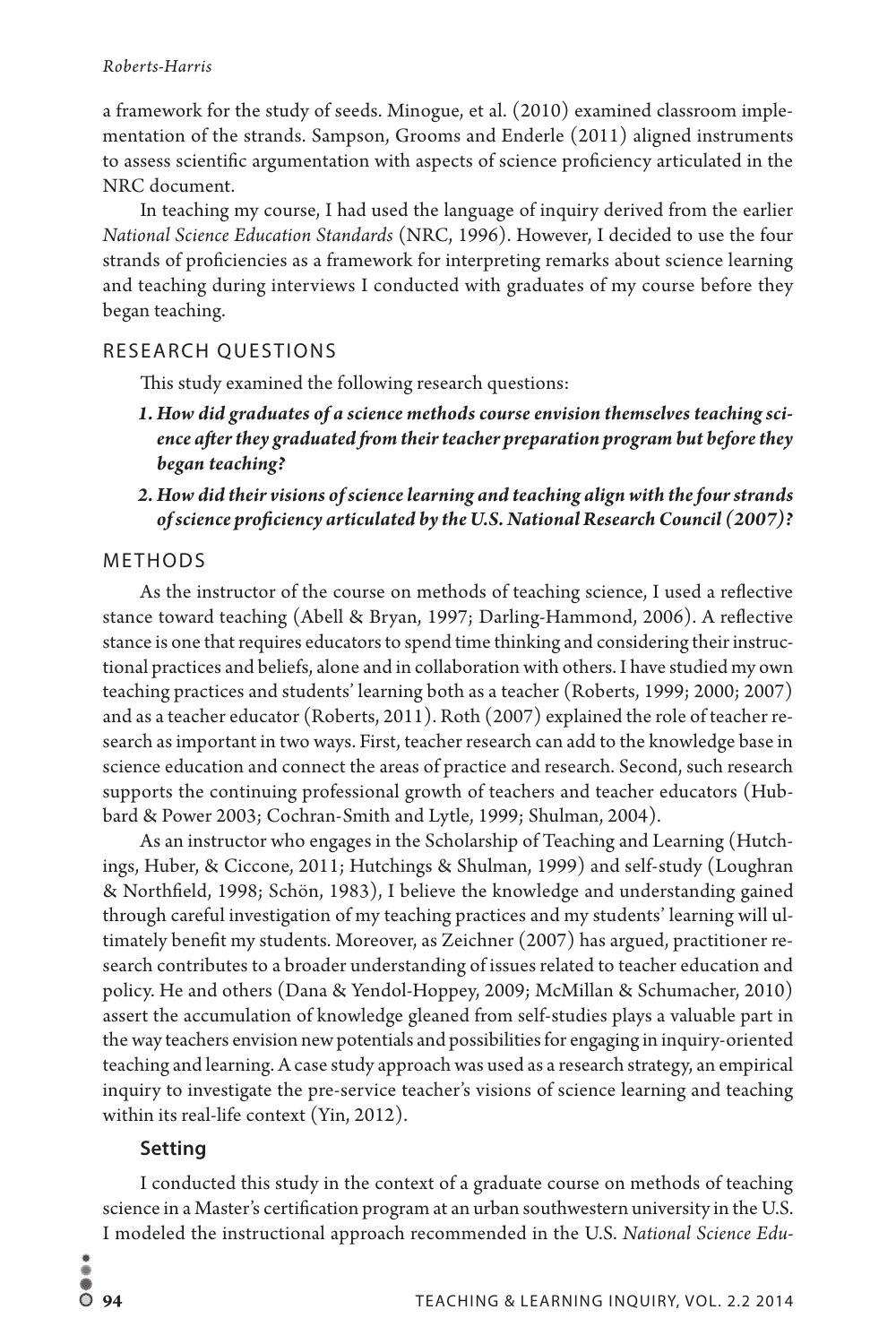a framework for the study of seeds. Minogue, et al. (2010) examined classroom implementation of the strands. Sampson, Grooms and Enderle (2011) aligned instruments to assess scientific argumentation with aspects of science proficiency articulated in the NRC document.

In teaching my course, I had used the language of inquiry derived from the earlier *National Science Education Standards* (NRC, 1996). However, I decided to use the four strands of proficiencies as a framework for interpreting remarks about science learning and teaching during interviews I conducted with graduates of my course before they began teaching.

## RESEARCH QUESTIONS

This study examined the following research questions:

1. ***How did graduates of a science methods course envision themselves teaching science after they graduated from their teacher preparation program but before they began teaching?***
2. ***How did their visions of science learning and teaching align with the four strands of science proficiency articulated by the U.S. National Research Council (2007)?***

## METHODS

As the instructor of the course on methods of teaching science, I used a reflective stance toward teaching (Abell & Bryan, 1997; Darling-Hammond, 2006). A reflective stance is one that requires educators to spend time thinking and considering their instructional practices and beliefs, alone and in collaboration with others. I have studied my own teaching practices and students' learning both as a teacher (Roberts, 1999; 2000; 2007) and as a teacher educator (Roberts, 2011). Roth (2007) explained the role of teacher research as important in two ways. First, teacher research can add to the knowledge base in science education and connect the areas of practice and research. Second, such research supports the continuing professional growth of teachers and teacher educators (Hubbard & Power 2003; Cochran-Smith and Lytle, 1999; Shulman, 2004).

As an instructor who engages in the Scholarship of Teaching and Learning (Hutchings, Huber, & Ciccone, 2011; Hutchings & Shulman, 1999) and self-study (Loughran & Northfield, 1998; Schön, 1983), I believe the knowledge and understanding gained through careful investigation of my teaching practices and my students' learning will ultimately benefit my students. Moreover, as Zeichner (2007) has argued, practitioner research contributes to a broader understanding of issues related to teacher education and policy. He and others (Dana & Yendol-Hoppey, 2009; McMillan & Schumacher, 2010) assert the accumulation of knowledge gleaned from self-studies plays a valuable part in the way teachers envision new potentials and possibilities for engaging in inquiry-oriented teaching and learning. A case study approach was used as a research strategy, an empirical inquiry to investigate the pre-service teacher's visions of science learning and teaching within its real-life context (Yin, 2012).

### Setting

I conducted this study in the context of a graduate course on methods of teaching science in a Master's certification program at an urban southwestern university in the U.S. I modeled the instructional approach recommended in the U.S. *National Science Edu-*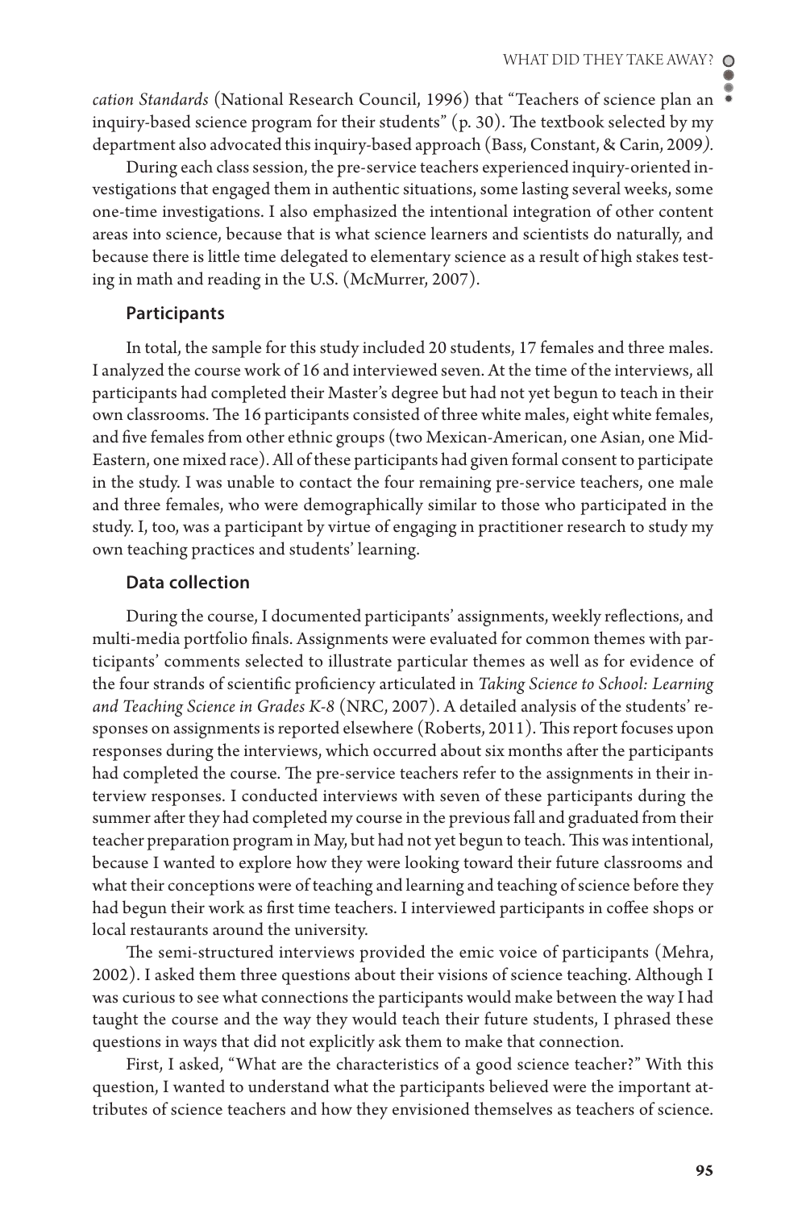*cation Standards* (National Research Council, 1996) that "Teachers of science plan an inquiry-based science program for their students" (p. 30). The textbook selected by my department also advocated this inquiry-based approach (Bass, Constant, & Carin, 2009).

During each class session, the pre-service teachers experienced inquiry-oriented investigations that engaged them in authentic situations, some lasting several weeks, some one-time investigations. I also emphasized the intentional integration of other content areas into science, because that is what science learners and scientists do naturally, and because there is little time delegated to elementary science as a result of high stakes testing in math and reading in the U.S. (McMurrer, 2007).

### Participants

In total, the sample for this study included 20 students, 17 females and three males. I analyzed the course work of 16 and interviewed seven. At the time of the interviews, all participants had completed their Master's degree but had not yet begun to teach in their own classrooms. The 16 participants consisted of three white males, eight white females, and five females from other ethnic groups (two Mexican-American, one Asian, one Mid-Eastern, one mixed race). All of these participants had given formal consent to participate in the study. I was unable to contact the four remaining pre-service teachers, one male and three females, who were demographically similar to those who participated in the study. I, too, was a participant by virtue of engaging in practitioner research to study my own teaching practices and students' learning.

### Data collection

During the course, I documented participants' assignments, weekly reflections, and multi-media portfolio finals. Assignments were evaluated for common themes with participants' comments selected to illustrate particular themes as well as for evidence of the four strands of scientific proficiency articulated in *Taking Science to School: Learning and Teaching Science in Grades K-8* (NRC, 2007). A detailed analysis of the students' responses on assignments is reported elsewhere (Roberts, 2011). This report focuses upon responses during the interviews, which occurred about six months after the participants had completed the course. The pre-service teachers refer to the assignments in their interview responses. I conducted interviews with seven of these participants during the summer after they had completed my course in the previous fall and graduated from their teacher preparation program in May, but had not yet begun to teach. This was intentional, because I wanted to explore how they were looking toward their future classrooms and what their conceptions were of teaching and learning and teaching of science before they had begun their work as first time teachers. I interviewed participants in coffee shops or local restaurants around the university.

The semi-structured interviews provided the emic voice of participants (Mehra, 2002). I asked them three questions about their visions of science teaching. Although I was curious to see what connections the participants would make between the way I had taught the course and the way they would teach their future students, I phrased these questions in ways that did not explicitly ask them to make that connection.

First, I asked, "What are the characteristics of a good science teacher?" With this question, I wanted to understand what the participants believed were the important attributes of science teachers and how they envisioned themselves as teachers of science.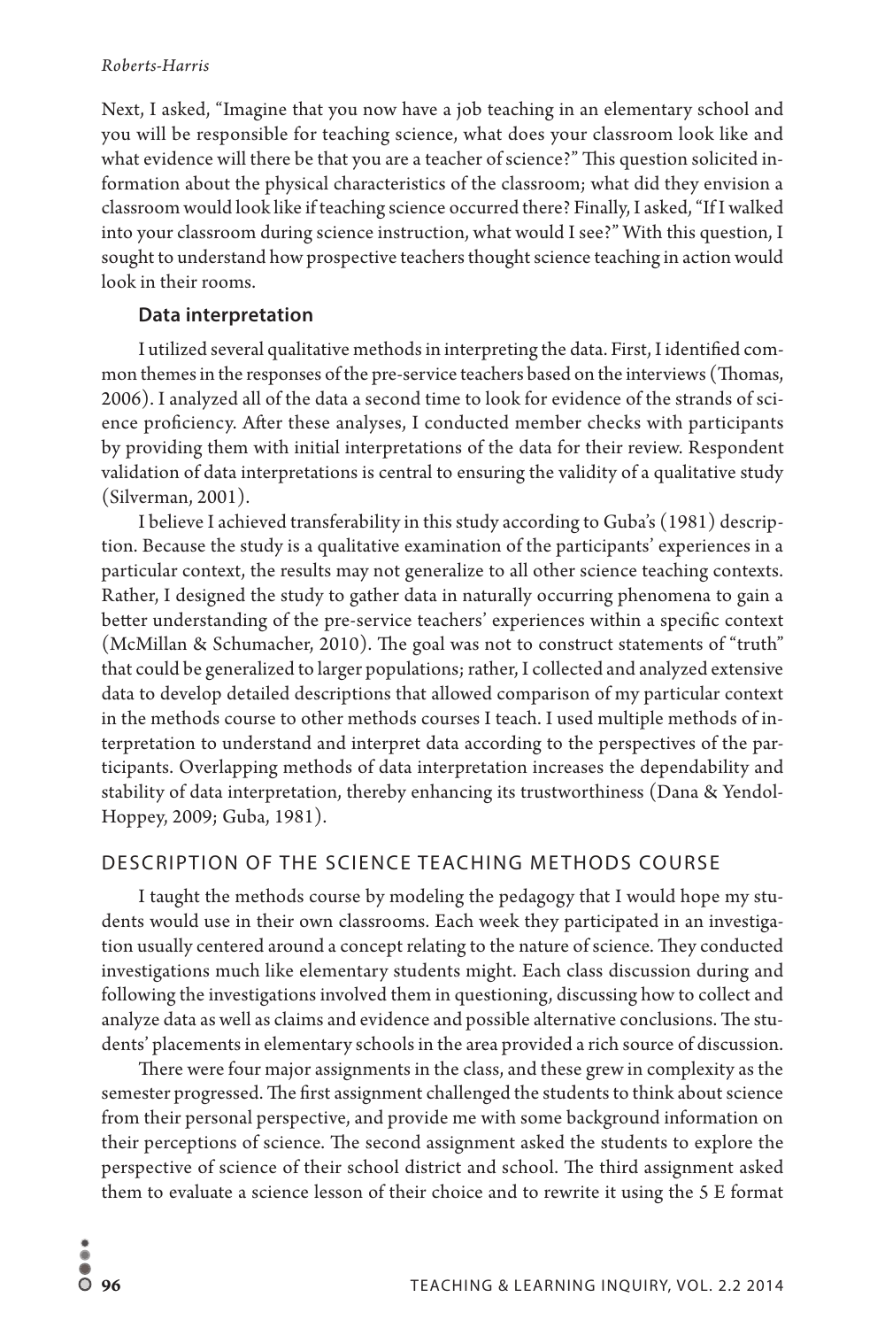Next, I asked, "Imagine that you now have a job teaching in an elementary school and you will be responsible for teaching science, what does your classroom look like and what evidence will there be that you are a teacher of science?" This question solicited information about the physical characteristics of the classroom; what did they envision a classroom would look like if teaching science occurred there? Finally, I asked, "If I walked into your classroom during science instruction, what would I see?" With this question, I sought to understand how prospective teachers thought science teaching in action would look in their rooms.

### Data interpretation

I utilized several qualitative methods in interpreting the data. First, I identified common themes in the responses of the pre-service teachers based on the interviews (Thomas, 2006). I analyzed all of the data a second time to look for evidence of the strands of science proficiency. After these analyses, I conducted member checks with participants by providing them with initial interpretations of the data for their review. Respondent validation of data interpretations is central to ensuring the validity of a qualitative study (Silverman, 2001).

I believe I achieved transferability in this study according to Guba's (1981) description. Because the study is a qualitative examination of the participants' experiences in a particular context, the results may not generalize to all other science teaching contexts. Rather, I designed the study to gather data in naturally occurring phenomena to gain a better understanding of the pre-service teachers' experiences within a specific context (McMillan & Schumacher, 2010). The goal was not to construct statements of "truth" that could be generalized to larger populations; rather, I collected and analyzed extensive data to develop detailed descriptions that allowed comparison of my particular context in the methods course to other methods courses I teach. I used multiple methods of interpretation to understand and interpret data according to the perspectives of the participants. Overlapping methods of data interpretation increases the dependability and stability of data interpretation, thereby enhancing its trustworthiness (Dana & Yendol-Hoppey, 2009; Guba, 1981).

## DESCRIPTION OF THE SCIENCE TEACHING METHODS COURSE

I taught the methods course by modeling the pedagogy that I would hope my students would use in their own classrooms. Each week they participated in an investigation usually centered around a concept relating to the nature of science. They conducted investigations much like elementary students might. Each class discussion during and following the investigations involved them in questioning, discussing how to collect and analyze data as well as claims and evidence and possible alternative conclusions. The students' placements in elementary schools in the area provided a rich source of discussion.

There were four major assignments in the class, and these grew in complexity as the semester progressed. The first assignment challenged the students to think about science from their personal perspective, and provide me with some background information on their perceptions of science. The second assignment asked the students to explore the perspective of science of their school district and school. The third assignment asked them to evaluate a science lesson of their choice and to rewrite it using the 5 E format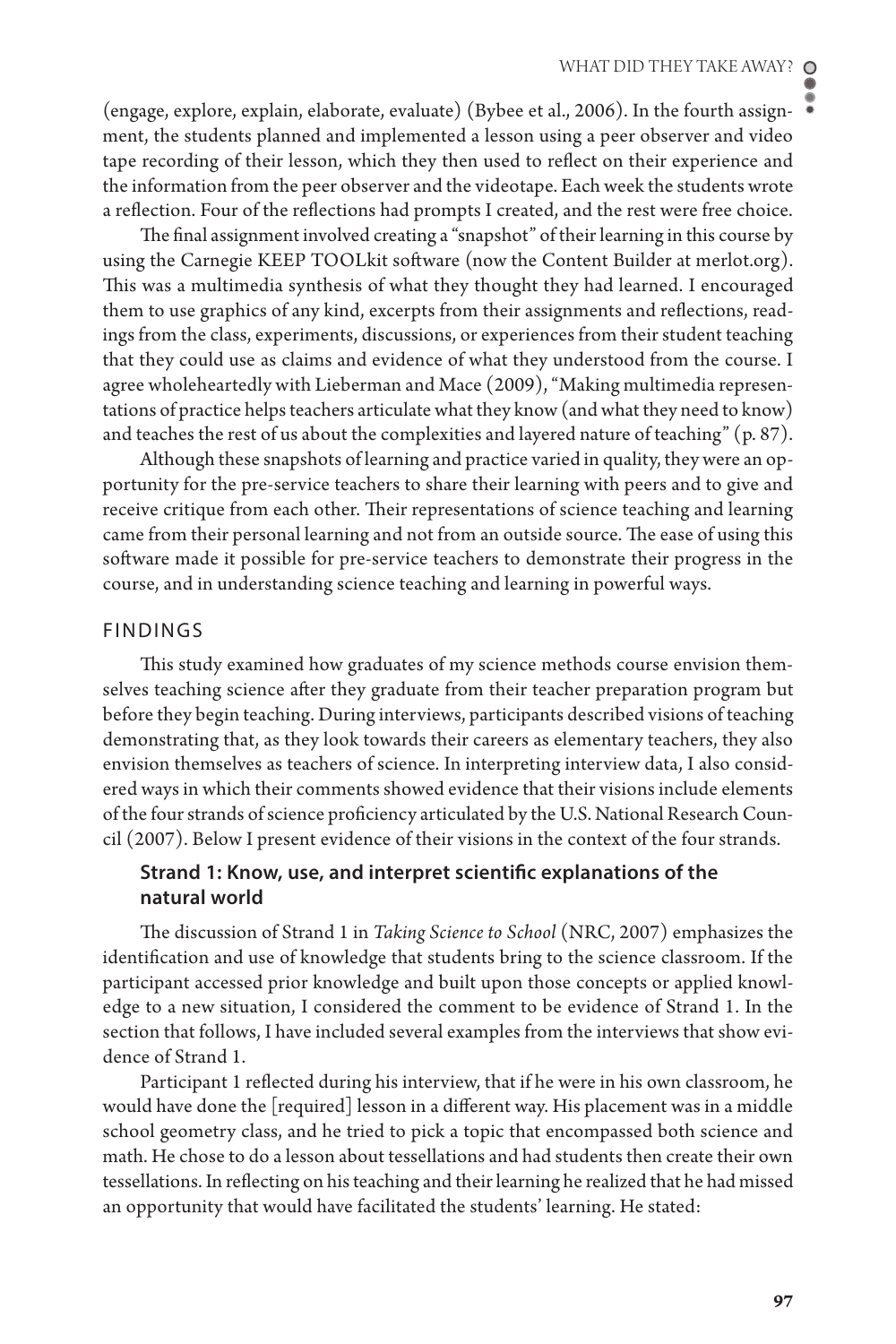(engage, explore, explain, elaborate, evaluate) (Bybee et al., 2006). In the fourth assignment, the students planned and implemented a lesson using a peer observer and video tape recording of their lesson, which they then used to reflect on their experience and the information from the peer observer and the videotape. Each week the students wrote a reflection. Four of the reflections had prompts I created, and the rest were free choice.

The final assignment involved creating a "snapshot" of their learning in this course by using the Carnegie KEEP TOOLkit software (now the Content Builder at merlot.org). This was a multimedia synthesis of what they thought they had learned. I encouraged them to use graphics of any kind, excerpts from their assignments and reflections, readings from the class, experiments, discussions, or experiences from their student teaching that they could use as claims and evidence of what they understood from the course. I agree wholeheartedly with Lieberman and Mace (2009), "Making multimedia representations of practice helps teachers articulate what they know (and what they need to know) and teaches the rest of us about the complexities and layered nature of teaching" (p. 87).

Although these snapshots of learning and practice varied in quality, they were an opportunity for the pre-service teachers to share their learning with peers and to give and receive critique from each other. Their representations of science teaching and learning came from their personal learning and not from an outside source. The ease of using this software made it possible for pre-service teachers to demonstrate their progress in the course, and in understanding science teaching and learning in powerful ways.

## FINDINGS

This study examined how graduates of my science methods course envision themselves teaching science after they graduate from their teacher preparation program but before they begin teaching. During interviews, participants described visions of teaching demonstrating that, as they look towards their careers as elementary teachers, they also envision themselves as teachers of science. In interpreting interview data, I also considered ways in which their comments showed evidence that their visions include elements of the four strands of science proficiency articulated by the U.S. National Research Council (2007). Below I present evidence of their visions in the context of the four strands.

### Strand 1: Know, use, and interpret scientific explanations of the natural world

The discussion of Strand 1 in *Taking Science to School* (NRC, 2007) emphasizes the identification and use of knowledge that students bring to the science classroom. If the participant accessed prior knowledge and built upon those concepts or applied knowledge to a new situation, I considered the comment to be evidence of Strand 1. In the section that follows, I have included several examples from the interviews that show evidence of Strand 1.

Participant 1 reflected during his interview, that if he were in his own classroom, he would have done the [required] lesson in a different way. His placement was in a middle school geometry class, and he tried to pick a topic that encompassed both science and math. He chose to do a lesson about tessellations and had students then create their own tessellations. In reflecting on his teaching and their learning he realized that he had missed an opportunity that would have facilitated the students' learning. He stated: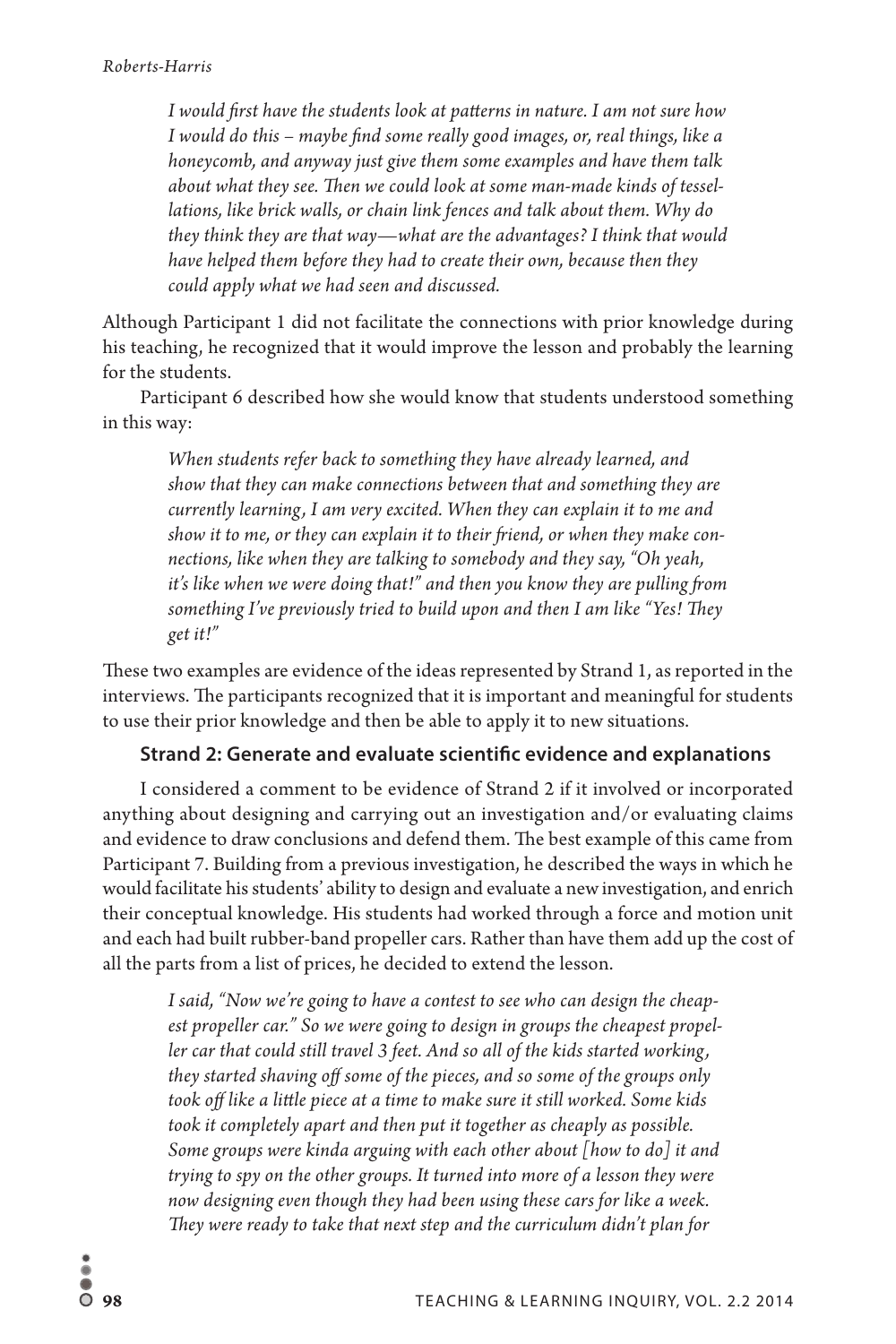> *I would first have the students look at patterns in nature. I am not sure how I would do this – maybe find some really good images, or, real things, like a honeycomb, and anyway just give them some examples and have them talk about what they see. Then we could look at some man-made kinds of tessellations, like brick walls, or chain link fences and talk about them. Why do they think they are that way—what are the advantages? I think that would have helped them before they had to create their own, because then they could apply what we had seen and discussed.*

Although Participant 1 did not facilitate the connections with prior knowledge during his teaching, he recognized that it would improve the lesson and probably the learning for the students.

Participant 6 described how she would know that students understood something in this way:

> *When students refer back to something they have already learned, and show that they can make connections between that and something they are currently learning, I am very excited. When they can explain it to me and show it to me, or they can explain it to their friend, or when they make connections, like when they are talking to somebody and they say, "Oh yeah, it's like when we were doing that!" and then you know they are pulling from something I've previously tried to build upon and then I am like "Yes! They get it!"*

These two examples are evidence of the ideas represented by Strand 1, as reported in the interviews. The participants recognized that it is important and meaningful for students to use their prior knowledge and then be able to apply it to new situations.

### Strand 2: Generate and evaluate scientific evidence and explanations

I considered a comment to be evidence of Strand 2 if it involved or incorporated anything about designing and carrying out an investigation and/or evaluating claims and evidence to draw conclusions and defend them. The best example of this came from Participant 7. Building from a previous investigation, he described the ways in which he would facilitate his students' ability to design and evaluate a new investigation, and enrich their conceptual knowledge. His students had worked through a force and motion unit and each had built rubber-band propeller cars. Rather than have them add up the cost of all the parts from a list of prices, he decided to extend the lesson.

> *I said, "Now we're going to have a contest to see who can design the cheapest propeller car." So we were going to design in groups the cheapest propeller car that could still travel 3 feet. And so all of the kids started working, they started shaving off some of the pieces, and so some of the groups only took off like a little piece at a time to make sure it still worked. Some kids took it completely apart and then put it together as cheaply as possible. Some groups were kinda arguing with each other about [how to do] it and trying to spy on the other groups. It turned into more of a lesson they were now designing even though they had been using these cars for like a week. They were ready to take that next step and the curriculum didn't plan for*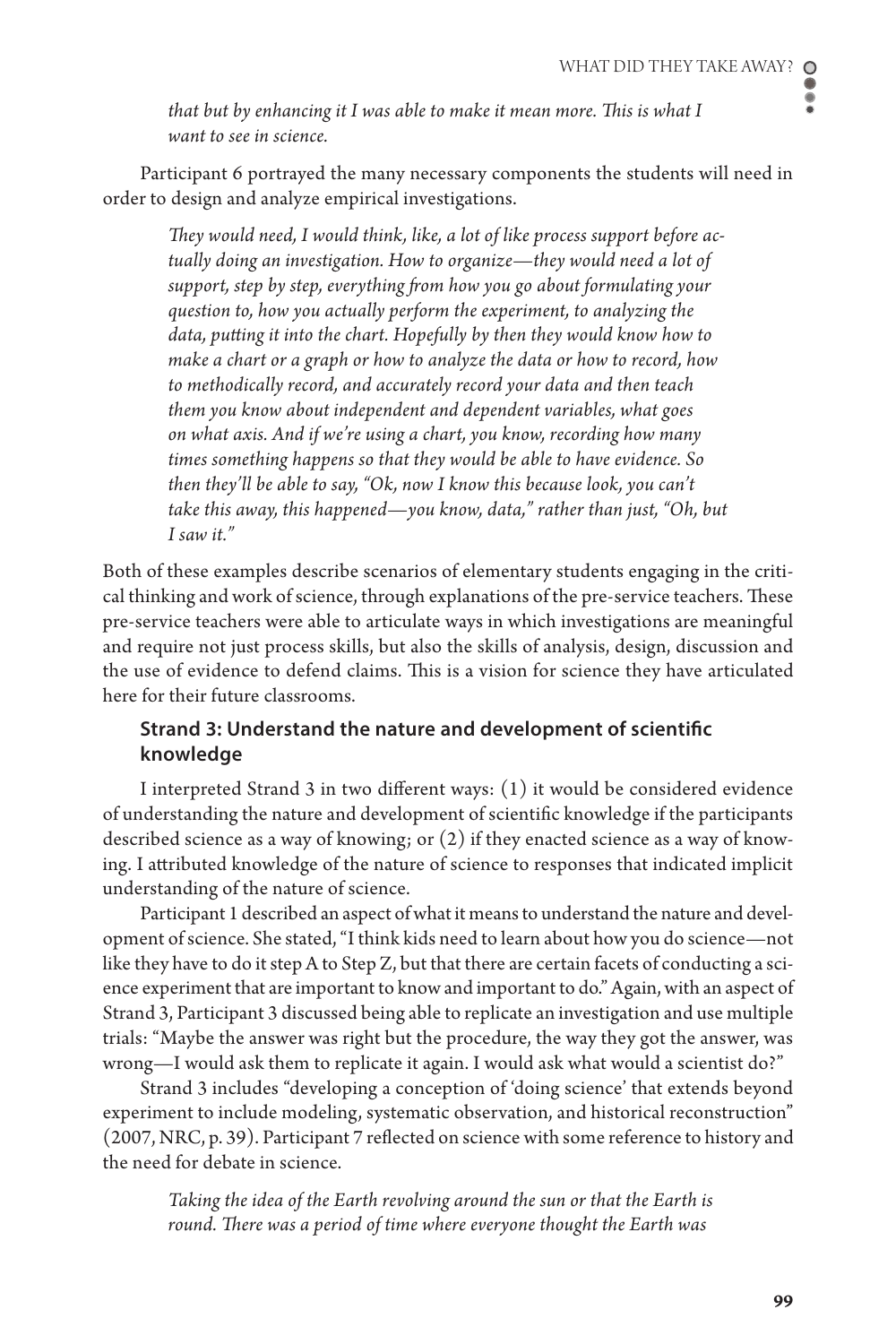*that but by enhancing it I was able to make it mean more. This is what I want to see in science.*

Participant 6 portrayed the many necessary components the students will need in order to design and analyze empirical investigations.

> *They would need, I would think, like, a lot of like process support before actually doing an investigation. How to organize—they would need a lot of support, step by step, everything from how you go about formulating your question to, how you actually perform the experiment, to analyzing the data, putting it into the chart. Hopefully by then they would know how to make a chart or a graph or how to analyze the data or how to record, how to methodically record, and accurately record your data and then teach them you know about independent and dependent variables, what goes on what axis. And if we're using a chart, you know, recording how many times something happens so that they would be able to have evidence. So then they'll be able to say, "Ok, now I know this because look, you can't take this away, this happened—you know, data," rather than just, "Oh, but I saw it."*

Both of these examples describe scenarios of elementary students engaging in the critical thinking and work of science, through explanations of the pre-service teachers. These pre-service teachers were able to articulate ways in which investigations are meaningful and require not just process skills, but also the skills of analysis, design, discussion and the use of evidence to defend claims. This is a vision for science they have articulated here for their future classrooms.

### Strand 3: Understand the nature and development of scientific knowledge

I interpreted Strand 3 in two different ways: (1) it would be considered evidence of understanding the nature and development of scientific knowledge if the participants described science as a way of knowing; or (2) if they enacted science as a way of knowing. I attributed knowledge of the nature of science to responses that indicated implicit understanding of the nature of science.

Participant 1 described an aspect of what it means to understand the nature and development of science. She stated, "I think kids need to learn about how you do science—not like they have to do it step A to Step Z, but that there are certain facets of conducting a science experiment that are important to know and important to do." Again, with an aspect of Strand 3, Participant 3 discussed being able to replicate an investigation and use multiple trials: "Maybe the answer was right but the procedure, the way they got the answer, was wrong—I would ask them to replicate it again. I would ask what would a scientist do?"

Strand 3 includes "developing a conception of 'doing science' that extends beyond experiment to include modeling, systematic observation, and historical reconstruction" (2007, NRC, p. 39). Participant 7 reflected on science with some reference to history and the need for debate in science.

> *Taking the idea of the Earth revolving around the sun or that the Earth is round. There was a period of time where everyone thought the Earth was*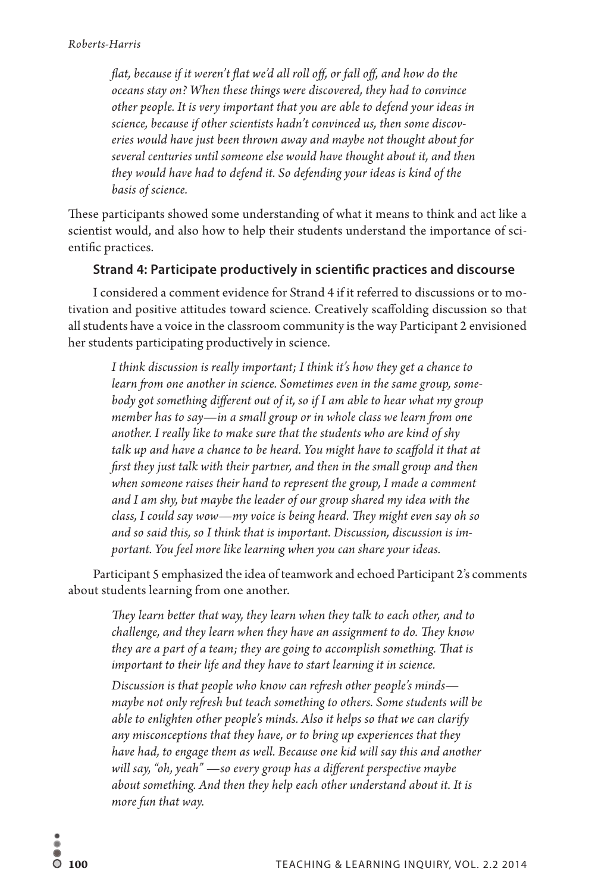*flat, because if it weren't flat we'd all roll off, or fall off, and how do the oceans stay on? When these things were discovered, they had to convince other people. It is very important that you are able to defend your ideas in science, because if other scientists hadn't convinced us, then some discoveries would have just been thrown away and maybe not thought about for several centuries until someone else would have thought about it, and then they would have had to defend it. So defending your ideas is kind of the basis of science.*

These participants showed some understanding of what it means to think and act like a scientist would, and also how to help their students understand the importance of scientific practices.

### Strand 4: Participate productively in scientific practices and discourse

I considered a comment evidence for Strand 4 if it referred to discussions or to motivation and positive attitudes toward science. Creatively scaffolding discussion so that all students have a voice in the classroom community is the way Participant 2 envisioned her students participating productively in science.

> *I think discussion is really important; I think it's how they get a chance to learn from one another in science. Sometimes even in the same group, somebody got something different out of it, so if I am able to hear what my group member has to say—in a small group or in whole class we learn from one another. I really like to make sure that the students who are kind of shy talk up and have a chance to be heard. You might have to scaffold it that at first they just talk with their partner, and then in the small group and then when someone raises their hand to represent the group, I made a comment and I am shy, but maybe the leader of our group shared my idea with the class, I could say wow—my voice is being heard. They might even say oh so and so said this, so I think that is important. Discussion, discussion is important. You feel more like learning when you can share your ideas.*

Participant 5 emphasized the idea of teamwork and echoed Participant 2's comments about students learning from one another.

> *They learn better that way, they learn when they talk to each other, and to challenge, and they learn when they have an assignment to do. They know they are a part of a team; they are going to accomplish something. That is important to their life and they have to start learning it in science.*
>
> *Discussion is that people who know can refresh other people's minds—maybe not only refresh but teach something to others. Some students will be able to enlighten other people's minds. Also it helps so that we can clarify any misconceptions that they have, or to bring up experiences that they have had, to engage them as well. Because one kid will say this and another will say, "oh, yeah" —so every group has a different perspective maybe about something. And then they help each other understand about it. It is more fun that way.*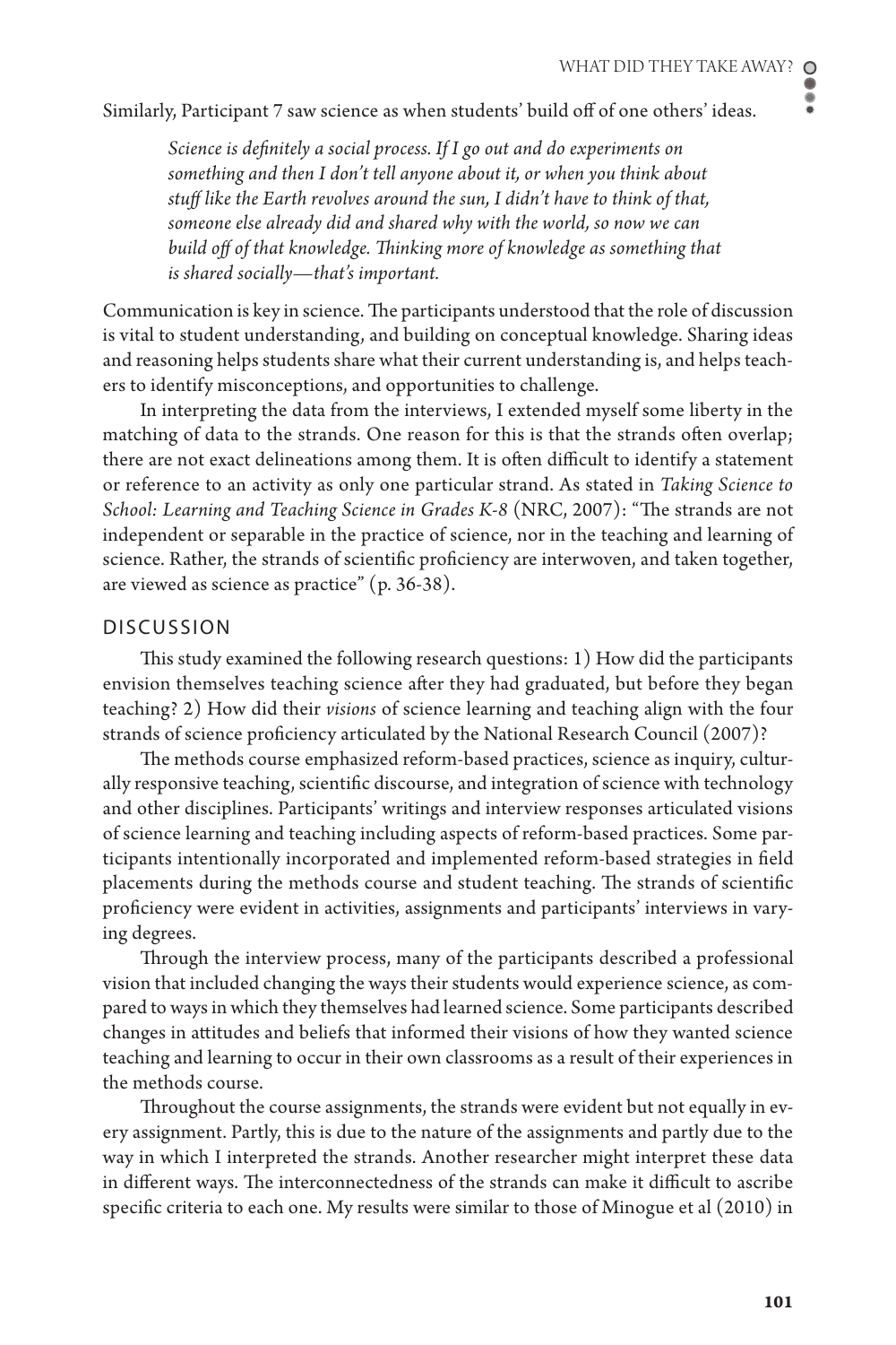Similarly, Participant 7 saw science as when students' build off of one others' ideas.

> *Science is definitely a social process. If I go out and do experiments on something and then I don't tell anyone about it, or when you think about stuff like the Earth revolves around the sun, I didn't have to think of that, someone else already did and shared why with the world, so now we can build off of that knowledge. Thinking more of knowledge as something that is shared socially—that's important.*

Communication is key in science. The participants understood that the role of discussion is vital to student understanding, and building on conceptual knowledge. Sharing ideas and reasoning helps students share what their current understanding is, and helps teachers to identify misconceptions, and opportunities to challenge.

In interpreting the data from the interviews, I extended myself some liberty in the matching of data to the strands. One reason for this is that the strands often overlap; there are not exact delineations among them. It is often difficult to identify a statement or reference to an activity as only one particular strand. As stated in *Taking Science to School: Learning and Teaching Science in Grades K-8* (NRC, 2007): "The strands are not independent or separable in the practice of science, nor in the teaching and learning of science. Rather, the strands of scientific proficiency are interwoven, and taken together, are viewed as science as practice" (p. 36-38).

## DISCUSSION

This study examined the following research questions: 1) How did the participants envision themselves teaching science after they had graduated, but before they began teaching? 2) How did their *visions* of science learning and teaching align with the four strands of science proficiency articulated by the National Research Council (2007)?

The methods course emphasized reform-based practices, science as inquiry, culturally responsive teaching, scientific discourse, and integration of science with technology and other disciplines. Participants' writings and interview responses articulated visions of science learning and teaching including aspects of reform-based practices. Some participants intentionally incorporated and implemented reform-based strategies in field placements during the methods course and student teaching. The strands of scientific proficiency were evident in activities, assignments and participants' interviews in varying degrees.

Through the interview process, many of the participants described a professional vision that included changing the ways their students would experience science, as compared to ways in which they themselves had learned science. Some participants described changes in attitudes and beliefs that informed their visions of how they wanted science teaching and learning to occur in their own classrooms as a result of their experiences in the methods course.

Throughout the course assignments, the strands were evident but not equally in every assignment. Partly, this is due to the nature of the assignments and partly due to the way in which I interpreted the strands. Another researcher might interpret these data in different ways. The interconnectedness of the strands can make it difficult to ascribe specific criteria to each one. My results were similar to those of Minogue et al (2010) in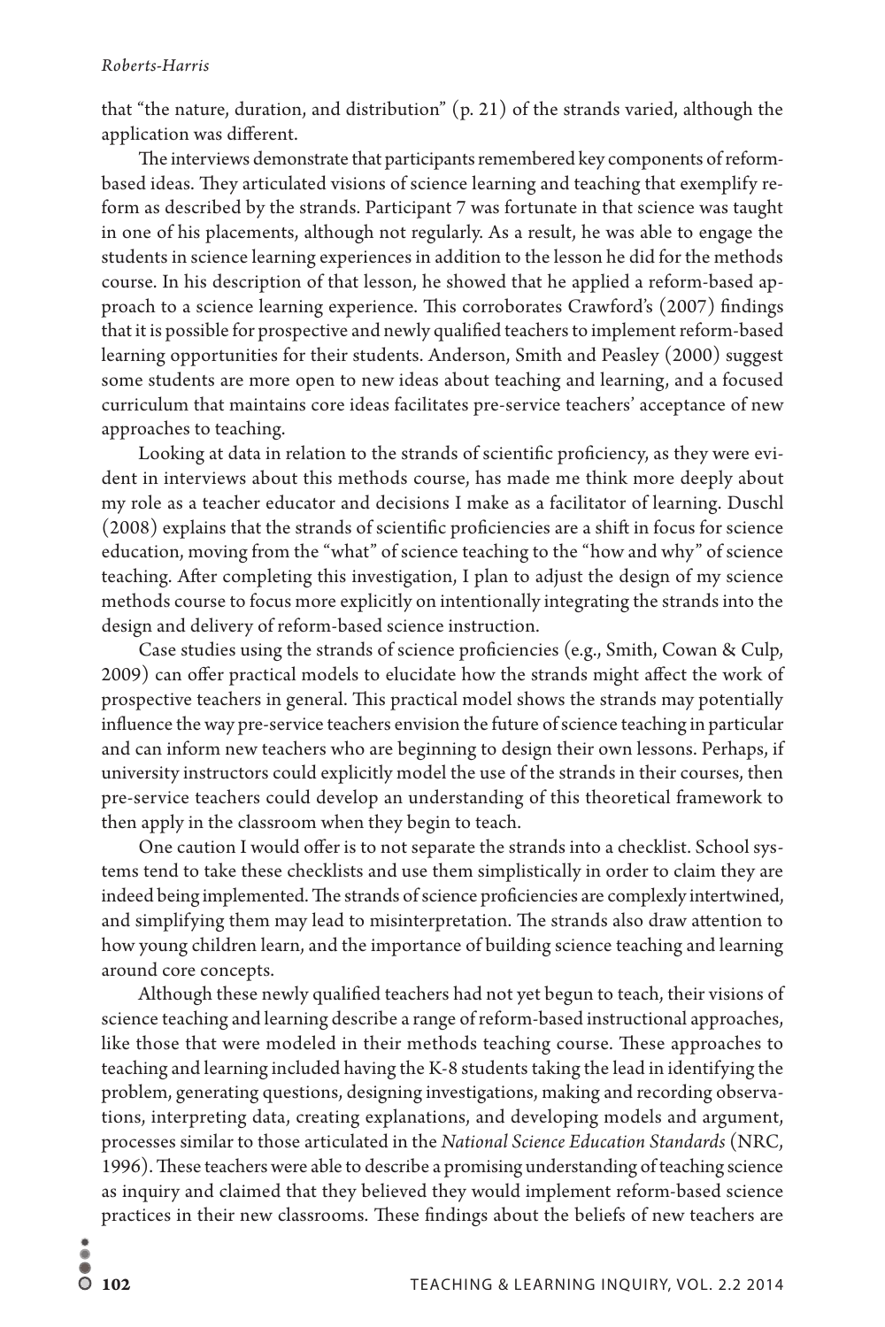that "the nature, duration, and distribution" (p. 21) of the strands varied, although the application was different.

The interviews demonstrate that participants remembered key components of reform-based ideas. They articulated visions of science learning and teaching that exemplify reform as described by the strands. Participant 7 was fortunate in that science was taught in one of his placements, although not regularly. As a result, he was able to engage the students in science learning experiences in addition to the lesson he did for the methods course. In his description of that lesson, he showed that he applied a reform-based approach to a science learning experience. This corroborates Crawford's (2007) findings that it is possible for prospective and newly qualified teachers to implement reform-based learning opportunities for their students. Anderson, Smith and Peasley (2000) suggest some students are more open to new ideas about teaching and learning, and a focused curriculum that maintains core ideas facilitates pre-service teachers' acceptance of new approaches to teaching.

Looking at data in relation to the strands of scientific proficiency, as they were evident in interviews about this methods course, has made me think more deeply about my role as a teacher educator and decisions I make as a facilitator of learning. Duschl (2008) explains that the strands of scientific proficiencies are a shift in focus for science education, moving from the "what" of science teaching to the "how and why" of science teaching. After completing this investigation, I plan to adjust the design of my science methods course to focus more explicitly on intentionally integrating the strands into the design and delivery of reform-based science instruction.

Case studies using the strands of science proficiencies (e.g., Smith, Cowan & Culp, 2009) can offer practical models to elucidate how the strands might affect the work of prospective teachers in general. This practical model shows the strands may potentially influence the way pre-service teachers envision the future of science teaching in particular and can inform new teachers who are beginning to design their own lessons. Perhaps, if university instructors could explicitly model the use of the strands in their courses, then pre-service teachers could develop an understanding of this theoretical framework to then apply in the classroom when they begin to teach.

One caution I would offer is to not separate the strands into a checklist. School systems tend to take these checklists and use them simplistically in order to claim they are indeed being implemented. The strands of science proficiencies are complexly intertwined, and simplifying them may lead to misinterpretation. The strands also draw attention to how young children learn, and the importance of building science teaching and learning around core concepts.

Although these newly qualified teachers had not yet begun to teach, their visions of science teaching and learning describe a range of reform-based instructional approaches, like those that were modeled in their methods teaching course. These approaches to teaching and learning included having the K-8 students taking the lead in identifying the problem, generating questions, designing investigations, making and recording observations, interpreting data, creating explanations, and developing models and argument, processes similar to those articulated in the *National Science Education Standards* (NRC, 1996). These teachers were able to describe a promising understanding of teaching science as inquiry and claimed that they believed they would implement reform-based science practices in their new classrooms. These findings about the beliefs of new teachers are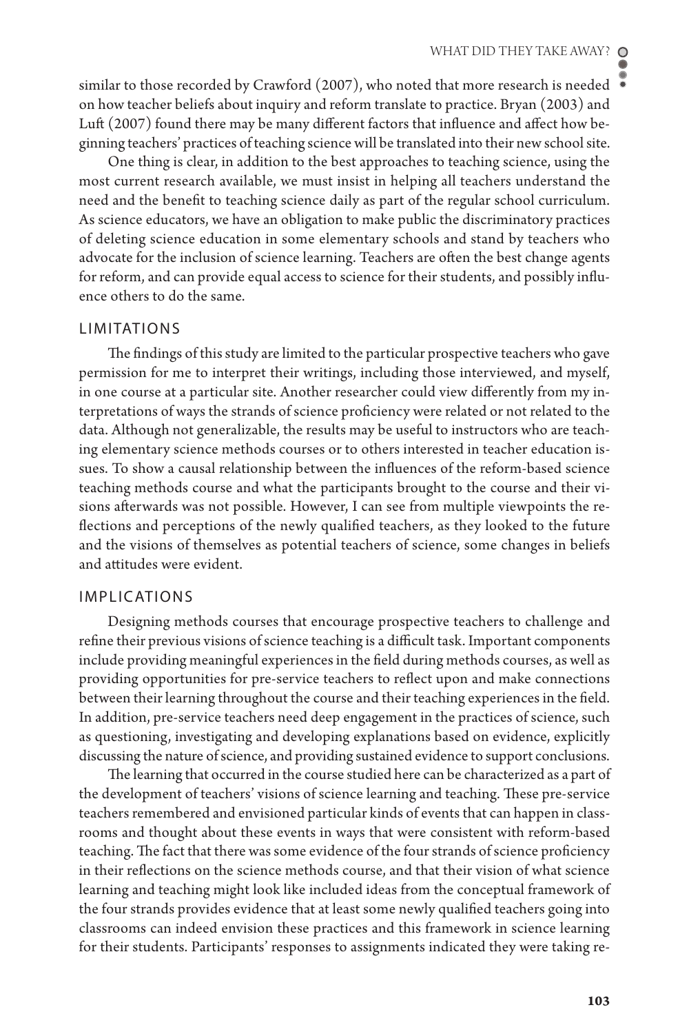similar to those recorded by Crawford (2007), who noted that more research is needed on how teacher beliefs about inquiry and reform translate to practice. Bryan (2003) and Luft (2007) found there may be many different factors that influence and affect how beginning teachers' practices of teaching science will be translated into their new school site.

One thing is clear, in addition to the best approaches to teaching science, using the most current research available, we must insist in helping all teachers understand the need and the benefit to teaching science daily as part of the regular school curriculum. As science educators, we have an obligation to make public the discriminatory practices of deleting science education in some elementary schools and stand by teachers who advocate for the inclusion of science learning. Teachers are often the best change agents for reform, and can provide equal access to science for their students, and possibly influence others to do the same.

## LIMITATIONS

The findings of this study are limited to the particular prospective teachers who gave permission for me to interpret their writings, including those interviewed, and myself, in one course at a particular site. Another researcher could view differently from my interpretations of ways the strands of science proficiency were related or not related to the data. Although not generalizable, the results may be useful to instructors who are teaching elementary science methods courses or to others interested in teacher education issues. To show a causal relationship between the influences of the reform-based science teaching methods course and what the participants brought to the course and their visions afterwards was not possible. However, I can see from multiple viewpoints the reflections and perceptions of the newly qualified teachers, as they looked to the future and the visions of themselves as potential teachers of science, some changes in beliefs and attitudes were evident.

## IMPLICATIONS

Designing methods courses that encourage prospective teachers to challenge and refine their previous visions of science teaching is a difficult task. Important components include providing meaningful experiences in the field during methods courses, as well as providing opportunities for pre-service teachers to reflect upon and make connections between their learning throughout the course and their teaching experiences in the field. In addition, pre-service teachers need deep engagement in the practices of science, such as questioning, investigating and developing explanations based on evidence, explicitly discussing the nature of science, and providing sustained evidence to support conclusions.

The learning that occurred in the course studied here can be characterized as a part of the development of teachers' visions of science learning and teaching. These pre-service teachers remembered and envisioned particular kinds of events that can happen in classrooms and thought about these events in ways that were consistent with reform-based teaching. The fact that there was some evidence of the four strands of science proficiency in their reflections on the science methods course, and that their vision of what science learning and teaching might look like included ideas from the conceptual framework of the four strands provides evidence that at least some newly qualified teachers going into classrooms can indeed envision these practices and this framework in science learning for their students. Participants' responses to assignments indicated they were taking re-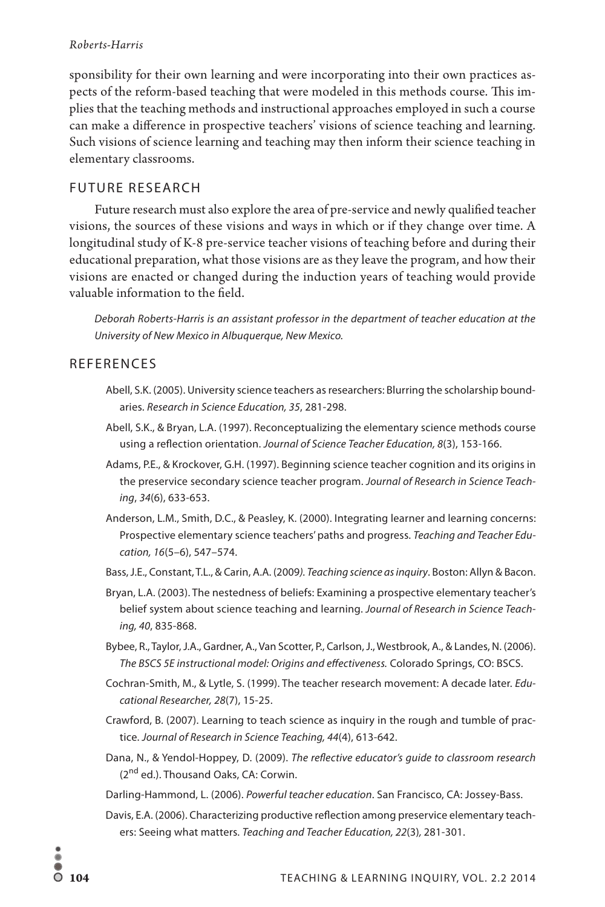sponsibility for their own learning and were incorporating into their own practices aspects of the reform-based teaching that were modeled in this methods course. This implies that the teaching methods and instructional approaches employed in such a course can make a difference in prospective teachers' visions of science teaching and learning. Such visions of science learning and teaching may then inform their science teaching in elementary classrooms.

## FUTURE RESEARCH

Future research must also explore the area of pre-service and newly qualified teacher visions, the sources of these visions and ways in which or if they change over time. A longitudinal study of K-8 pre-service teacher visions of teaching before and during their educational preparation, what those visions are as they leave the program, and how their visions are enacted or changed during the induction years of teaching would provide valuable information to the field.

*Deborah Roberts-Harris is an assistant professor in the department of teacher education at the University of New Mexico in Albuquerque, New Mexico.*

## REFERENCES

Abell, S.K. (2005). University science teachers as researchers: Blurring the scholarship boundaries. *Research in Science Education, 35*, 281-298.

Abell, S.K., & Bryan, L.A. (1997). Reconceptualizing the elementary science methods course using a reflection orientation. *Journal of Science Teacher Education, 8*(3), 153-166.

Adams, P.E., & Krockover, G.H. (1997). Beginning science teacher cognition and its origins in the preservice secondary science teacher program. *Journal of Research in Science Teaching*, *34*(6), 633-653.

Anderson, L.M., Smith, D.C., & Peasley, K. (2000). Integrating learner and learning concerns: Prospective elementary science teachers' paths and progress. *Teaching and Teacher Education, 16*(5–6), 547–574.

Bass, J.E., Constant, T.L., & Carin, A.A. (2009*). Teaching science as inquiry*. Boston: Allyn & Bacon.

Bryan, L.A. (2003). The nestedness of beliefs: Examining a prospective elementary teacher's belief system about science teaching and learning. *Journal of Research in Science Teaching, 40*, 835-868.

Bybee, R., Taylor, J.A., Gardner, A., Van Scotter, P., Carlson, J., Westbrook, A., & Landes, N. (2006). *The BSCS 5E instructional model: Origins and effectiveness.* Colorado Springs, CO: BSCS.

Cochran-Smith, M., & Lytle, S. (1999). The teacher research movement: A decade later. *Educational Researcher, 28*(7), 15-25.

Crawford, B. (2007). Learning to teach science as inquiry in the rough and tumble of practice. *Journal of Research in Science Teaching, 44*(4), 613-642.

Dana, N., & Yendol-Hoppey, D. (2009). *The reflective educator's guide to classroom research* (2nd ed.). Thousand Oaks, CA: Corwin.

Darling-Hammond, L. (2006). *Powerful teacher education*. San Francisco, CA: Jossey-Bass.

Davis, E.A. (2006). Characterizing productive reflection among preservice elementary teachers: Seeing what matters. *Teaching and Teacher Education, 22*(3)*,* 281-301.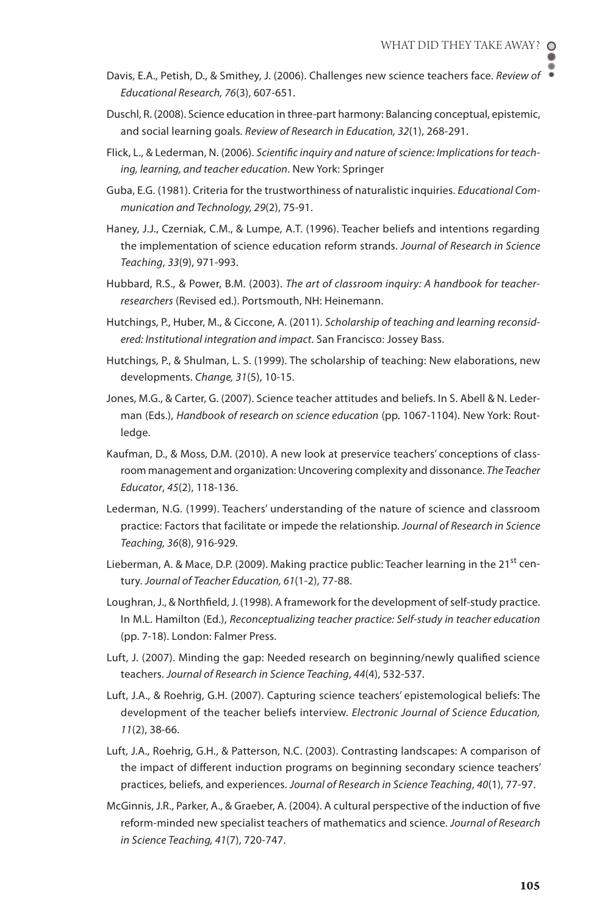Davis, E.A., Petish, D., & Smithey, J. (2006). Challenges new science teachers face. *Review of Educational Research, 76*(3), 607-651.

Duschl, R. (2008). Science education in three-part harmony: Balancing conceptual, epistemic, and social learning goals. *Review of Research in Education, 32*(1), 268-291.

Flick, L., & Lederman, N. (2006). *Scientific inquiry and nature of science: Implications for teaching, learning, and teacher education*. New York: Springer

Guba, E.G. (1981). Criteria for the trustworthiness of naturalistic inquiries. *Educational Communication and Technology, 29*(2), 75-91.

Haney, J.J., Czerniak, C.M., & Lumpe, A.T. (1996). Teacher beliefs and intentions regarding the implementation of science education reform strands. *Journal of Research in Science Teaching*, *33*(9), 971-993.

Hubbard, R.S., & Power, B.M. (2003). *The art of classroom inquiry: A handbook for teacher-researchers* (Revised ed.). Portsmouth, NH: Heinemann.

Hutchings, P., Huber, M., & Ciccone, A. (2011). *Scholarship of teaching and learning reconsidered: Institutional integration and impact*. San Francisco: Jossey Bass.

Hutchings, P., & Shulman, L. S. (1999). The scholarship of teaching: New elaborations, new developments. *Change, 31*(5), 10-15.

Jones, M.G., & Carter, G. (2007). Science teacher attitudes and beliefs. In S. Abell & N. Lederman (Eds.), *Handbook of research on science education* (pp. 1067-1104). New York: Routledge.

Kaufman, D., & Moss, D.M. (2010). A new look at preservice teachers' conceptions of classroom management and organization: Uncovering complexity and dissonance. *The Teacher Educator*, *45*(2), 118-136.

Lederman, N.G. (1999). Teachers' understanding of the nature of science and classroom practice: Factors that facilitate or impede the relationship. *Journal of Research in Science Teaching, 36*(8), 916-929.

Lieberman, A. & Mace, D.P. (2009). Making practice public: Teacher learning in the 21st century. *Journal of Teacher Education, 61*(1-2), 77-88.

Loughran, J., & Northfield, J. (1998). A framework for the development of self-study practice. In M.L. Hamilton (Ed.), *Reconceptualizing teacher practice: Self-study in teacher education* (pp. 7-18). London: Falmer Press.

Luft, J. (2007). Minding the gap: Needed research on beginning/newly qualified science teachers. *Journal of Research in Science Teaching*, *44*(4), 532-537.

Luft, J.A., & Roehrig, G.H. (2007). Capturing science teachers' epistemological beliefs: The development of the teacher beliefs interview. *Electronic Journal of Science Education, 11*(2), 38-66.

Luft, J.A., Roehrig, G.H., & Patterson, N.C. (2003). Contrasting landscapes: A comparison of the impact of different induction programs on beginning secondary science teachers' practices, beliefs, and experiences. *Journal of Research in Science Teaching*, *40*(1), 77-97.

McGinnis, J.R., Parker, A., & Graeber, A. (2004). A cultural perspective of the induction of five reform-minded new specialist teachers of mathematics and science. *Journal of Research in Science Teaching, 41*(7), 720-747.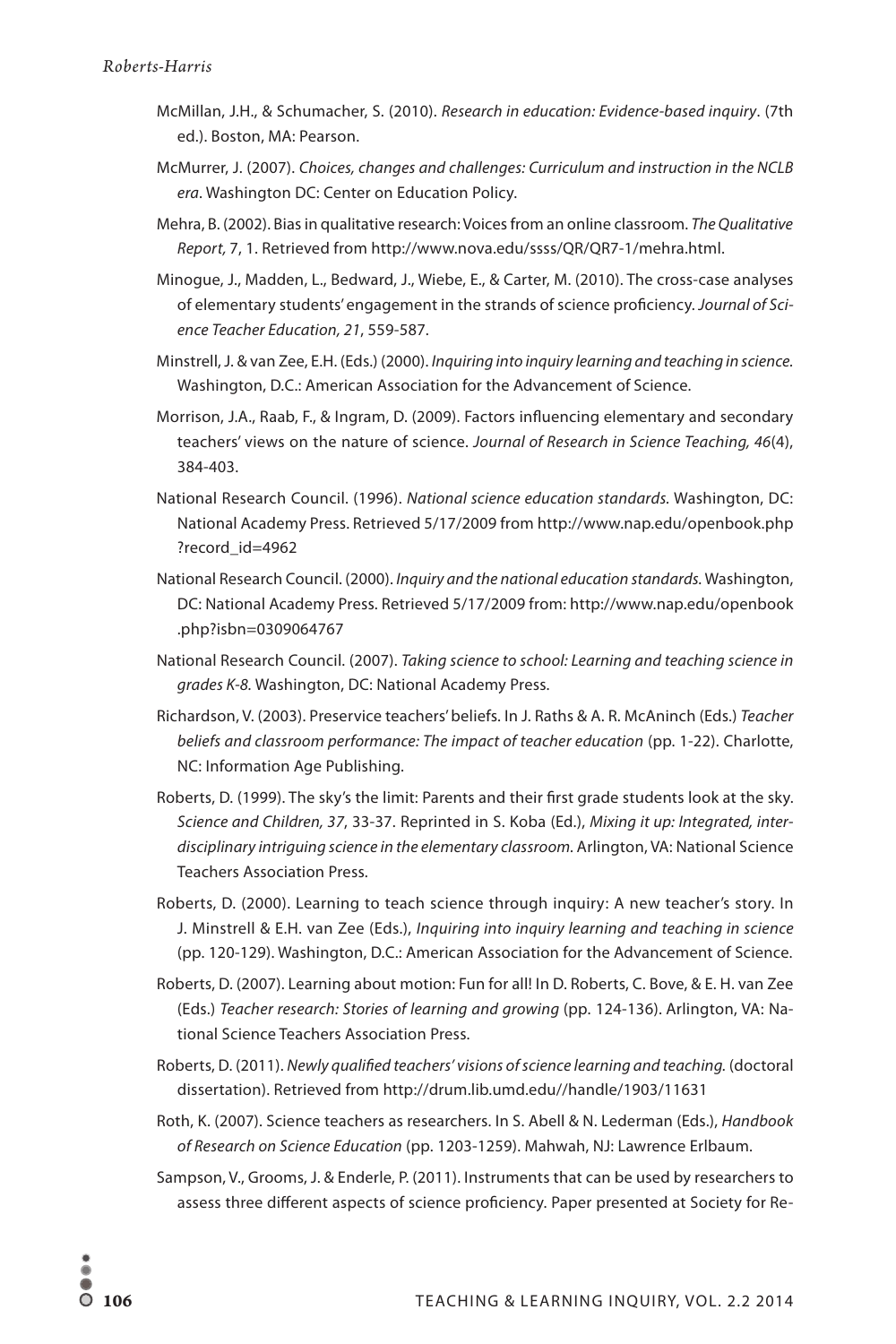McMillan, J.H., & Schumacher, S. (2010). *Research in education: Evidence-based inquiry*. (7th ed.). Boston, MA: Pearson.

McMurrer, J. (2007). *Choices, changes and challenges: Curriculum and instruction in the NCLB era*. Washington DC: Center on Education Policy.

Mehra, B. (2002). Bias in qualitative research: Voices from an online classroom. *The Qualitative Report,* 7, 1. Retrieved from http://www.nova.edu/ssss/QR/QR7-1/mehra.html.

Minogue, J., Madden, L., Bedward, J., Wiebe, E., & Carter, M. (2010). The cross-case analyses of elementary students' engagement in the strands of science proficiency. *Journal of Science Teacher Education, 21*, 559-587.

Minstrell, J. & van Zee, E.H. (Eds.) (2000). *Inquiring into inquiry learning and teaching in science.* Washington, D.C.: American Association for the Advancement of Science.

Morrison, J.A., Raab, F., & Ingram, D. (2009). Factors influencing elementary and secondary teachers' views on the nature of science. *Journal of Research in Science Teaching, 46*(4), 384-403.

National Research Council. (1996). *National science education standards.* Washington, DC: National Academy Press. Retrieved 5/17/2009 from http://www.nap.edu/openbook.php?record_id=4962

National Research Council. (2000). *Inquiry and the national education standards.* Washington, DC: National Academy Press. Retrieved 5/17/2009 from: http://www.nap.edu/openbook.php?isbn=0309064767

National Research Council. (2007). *Taking science to school: Learning and teaching science in grades K-8.* Washington, DC: National Academy Press.

Richardson, V. (2003). Preservice teachers' beliefs. In J. Raths & A. R. McAninch (Eds.) *Teacher beliefs and classroom performance: The impact of teacher education* (pp. 1-22). Charlotte, NC: Information Age Publishing.

Roberts, D. (1999). The sky's the limit: Parents and their first grade students look at the sky. *Science and Children, 37*, 33-37. Reprinted in S. Koba (Ed.), *Mixing it up: Integrated, interdisciplinary intriguing science in the elementary classroom.* Arlington, VA: National Science Teachers Association Press.

Roberts, D. (2000). Learning to teach science through inquiry: A new teacher's story. In J. Minstrell & E.H. van Zee (Eds.), *Inquiring into inquiry learning and teaching in science* (pp. 120-129). Washington, D.C.: American Association for the Advancement of Science.

Roberts, D. (2007). Learning about motion: Fun for all! In D. Roberts, C. Bove, & E. H. van Zee (Eds.) *Teacher research: Stories of learning and growing* (pp. 124-136). Arlington, VA: National Science Teachers Association Press.

Roberts, D. (2011). *Newly qualified teachers' visions of science learning and teaching.* (doctoral dissertation). Retrieved from http://drum.lib.umd.edu//handle/1903/11631

Roth, K. (2007). Science teachers as researchers. In S. Abell & N. Lederman (Eds.), *Handbook of Research on Science Education* (pp. 1203-1259). Mahwah, NJ: Lawrence Erlbaum.

Sampson, V., Grooms, J. & Enderle, P. (2011). Instruments that can be used by researchers to assess three different aspects of science proficiency. Paper presented at Society for Re-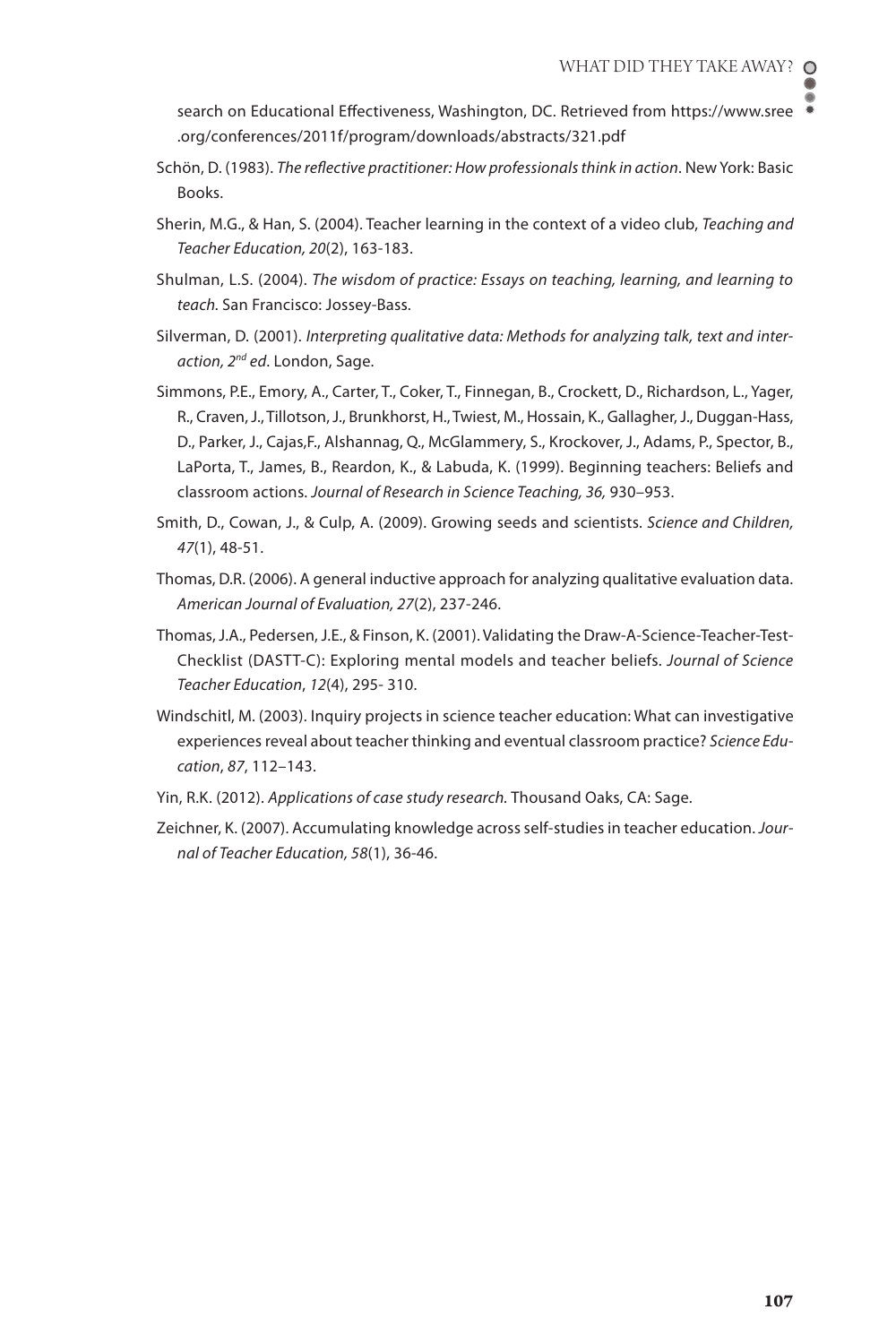search on Educational Effectiveness, Washington, DC. Retrieved from https://www.sree.org/conferences/2011f/program/downloads/abstracts/321.pdf

Schön, D. (1983). *The reflective practitioner: How professionals think in action*. New York: Basic Books.

Sherin, M.G., & Han, S. (2004). Teacher learning in the context of a video club, *Teaching and Teacher Education, 20*(2), 163-183.

Shulman, L.S. (2004). *The wisdom of practice: Essays on teaching, learning, and learning to teach.* San Francisco: Jossey-Bass.

Silverman, D. (2001). *Interpreting qualitative data: Methods for analyzing talk, text and interaction, 2nd ed*. London, Sage.

Simmons, P.E., Emory, A., Carter, T., Coker, T., Finnegan, B., Crockett, D., Richardson, L., Yager, R., Craven, J., Tillotson, J., Brunkhorst, H., Twiest, M., Hossain, K., Gallagher, J., Duggan-Hass, D., Parker, J., Cajas,F., Alshannag, Q., McGlammery, S., Krockover, J., Adams, P., Spector, B., LaPorta, T., James, B., Reardon, K., & Labuda, K. (1999). Beginning teachers: Beliefs and classroom actions. *Journal of Research in Science Teaching, 36,* 930–953.

Smith, D., Cowan, J., & Culp, A. (2009). Growing seeds and scientists. *Science and Children, 47*(1), 48-51.

Thomas, D.R. (2006). A general inductive approach for analyzing qualitative evaluation data. *American Journal of Evaluation, 27*(2), 237-246.

Thomas, J.A., Pedersen, J.E., & Finson, K. (2001). Validating the Draw-A-Science-Teacher-Test-Checklist (DASTT-C): Exploring mental models and teacher beliefs. *Journal of Science Teacher Education*, *12*(4), 295- 310.

Windschitl, M. (2003). Inquiry projects in science teacher education: What can investigative experiences reveal about teacher thinking and eventual classroom practice? *Science Education*, *87*, 112–143.

Yin, R.K. (2012). *Applications of case study research.* Thousand Oaks, CA: Sage.

Zeichner, K. (2007). Accumulating knowledge across self-studies in teacher education. *Journal of Teacher Education, 58*(1), 36-46.